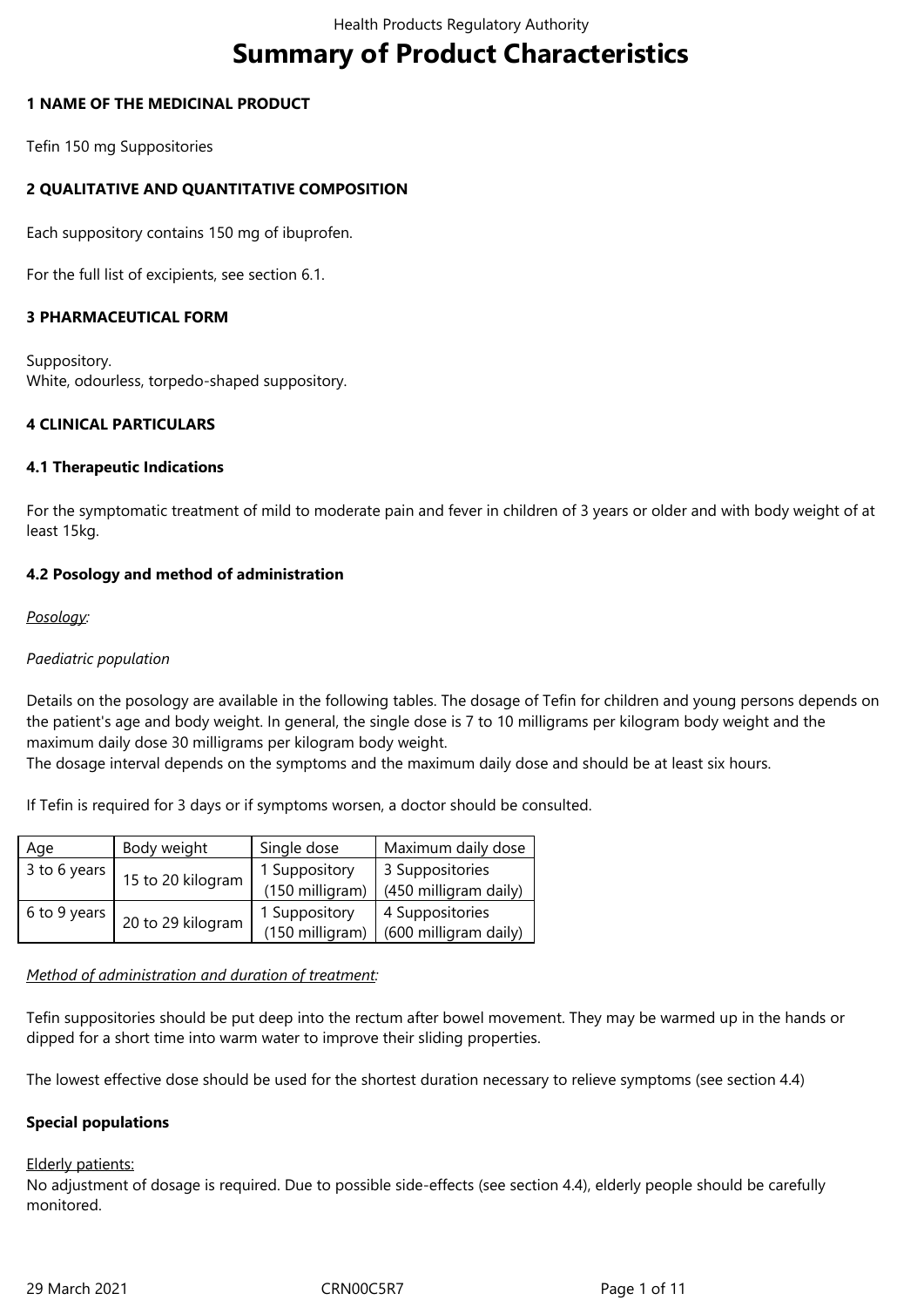# Summary of Product Characteristics

## 1 NAME OF THE MEDICINAL PRODUCT

Tefin 150 mg Suppositories

## 2 QUALITATIVE AND QUANTITATIVE COMPOSITION

Each suppository contains 150 mg of ibuprofen.

For the full list of excipients, see section 6.1.

## 3 PHARMACEUTICAL FORM

Suppository.
White, odourless, torpedo-shaped suppository.

## 4 CLINICAL PARTICULARS

### 4.1 Therapeutic Indications

For the symptomatic treatment of mild to moderate pain and fever in children of 3 years or older and with body weight of at least 15kg.

### 4.2 Posology and method of administration

*Posology:*

*Paediatric population*

Details on the posology are available in the following tables. The dosage of Tefin for children and young persons depends on the patient's age and body weight. In general, the single dose is 7 to 10 milligrams per kilogram body weight and the maximum daily dose 30 milligrams per kilogram body weight.
The dosage interval depends on the symptoms and the maximum daily dose and should be at least six hours.

If Tefin is required for 3 days or if symptoms worsen, a doctor should be consulted.

| Age | Body weight | Single dose | Maximum daily dose |
|---|---|---|---|
| 3 to 6 years | 15 to 20 kilogram | 1 Suppository (150 milligram) | 3 Suppositories (450 milligram daily) |
| 6 to 9 years | 20 to 29 kilogram | 1 Suppository (150 milligram) | 4 Suppositories (600 milligram daily) |

*Method of administration and duration of treatment:*

Tefin suppositories should be put deep into the rectum after bowel movement. They may be warmed up in the hands or dipped for a short time into warm water to improve their sliding properties.

The lowest effective dose should be used for the shortest duration necessary to relieve symptoms (see section 4.4)

**Special populations**

Elderly patients:
No adjustment of dosage is required. Due to possible side-effects (see section 4.4), elderly people should be carefully monitored.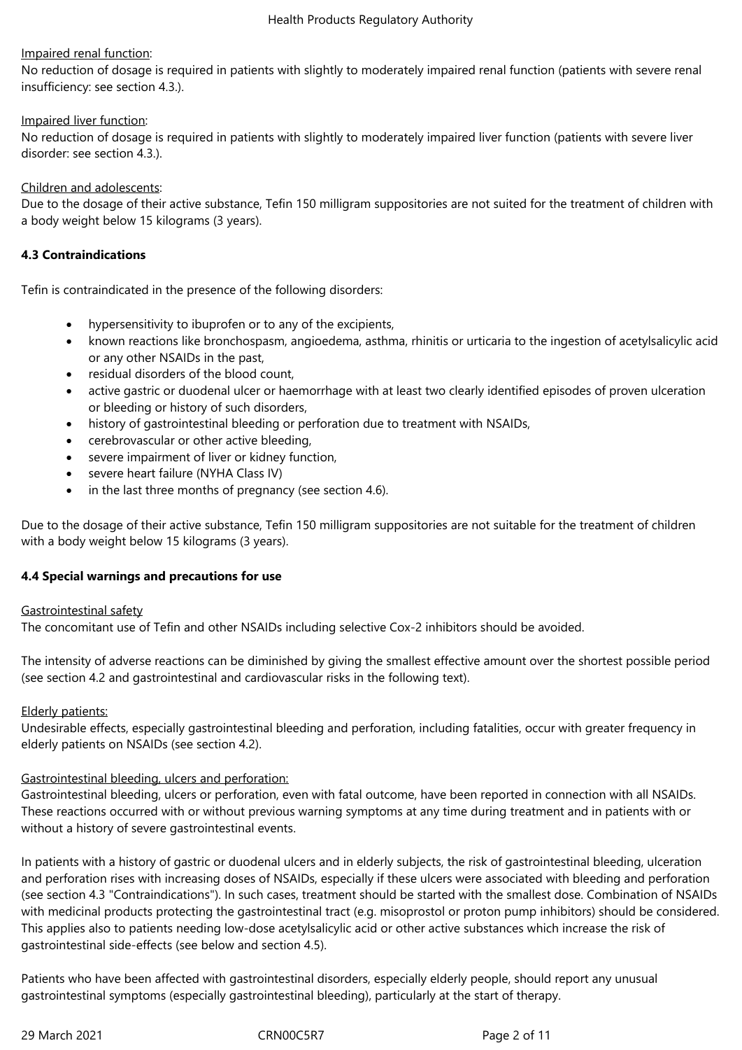Impaired renal function:

No reduction of dosage is required in patients with slightly to moderately impaired renal function (patients with severe renal insufficiency: see section 4.3.).

Impaired liver function:

No reduction of dosage is required in patients with slightly to moderately impaired liver function (patients with severe liver disorder: see section 4.3.).

Children and adolescents:

Due to the dosage of their active substance, Tefin 150 milligram suppositories are not suited for the treatment of children with a body weight below 15 kilograms (3 years).

**4.3 Contraindications**

Tefin is contraindicated in the presence of the following disorders:

- hypersensitivity to ibuprofen or to any of the excipients,
- known reactions like bronchospasm, angioedema, asthma, rhinitis or urticaria to the ingestion of acetylsalicylic acid or any other NSAIDs in the past,
- residual disorders of the blood count,
- active gastric or duodenal ulcer or haemorrhage with at least two clearly identified episodes of proven ulceration or bleeding or history of such disorders,
- history of gastrointestinal bleeding or perforation due to treatment with NSAIDs,
- cerebrovascular or other active bleeding,
- severe impairment of liver or kidney function,
- severe heart failure (NYHA Class IV)
- in the last three months of pregnancy (see section 4.6).

Due to the dosage of their active substance, Tefin 150 milligram suppositories are not suitable for the treatment of children with a body weight below 15 kilograms (3 years).

**4.4 Special warnings and precautions for use**

Gastrointestinal safety

The concomitant use of Tefin and other NSAIDs including selective Cox-2 inhibitors should be avoided.

The intensity of adverse reactions can be diminished by giving the smallest effective amount over the shortest possible period (see section 4.2 and gastrointestinal and cardiovascular risks in the following text).

Elderly patients:

Undesirable effects, especially gastrointestinal bleeding and perforation, including fatalities, occur with greater frequency in elderly patients on NSAIDs (see section 4.2).

Gastrointestinal bleeding, ulcers and perforation:

Gastrointestinal bleeding, ulcers or perforation, even with fatal outcome, have been reported in connection with all NSAIDs. These reactions occurred with or without previous warning symptoms at any time during treatment and in patients with or without a history of severe gastrointestinal events.

In patients with a history of gastric or duodenal ulcers and in elderly subjects, the risk of gastrointestinal bleeding, ulceration and perforation rises with increasing doses of NSAIDs, especially if these ulcers were associated with bleeding and perforation (see section 4.3 "Contraindications"). In such cases, treatment should be started with the smallest dose. Combination of NSAIDs with medicinal products protecting the gastrointestinal tract (e.g. misoprostol or proton pump inhibitors) should be considered. This applies also to patients needing low-dose acetylsalicylic acid or other active substances which increase the risk of gastrointestinal side-effects (see below and section 4.5).

Patients who have been affected with gastrointestinal disorders, especially elderly people, should report any unusual gastrointestinal symptoms (especially gastrointestinal bleeding), particularly at the start of therapy.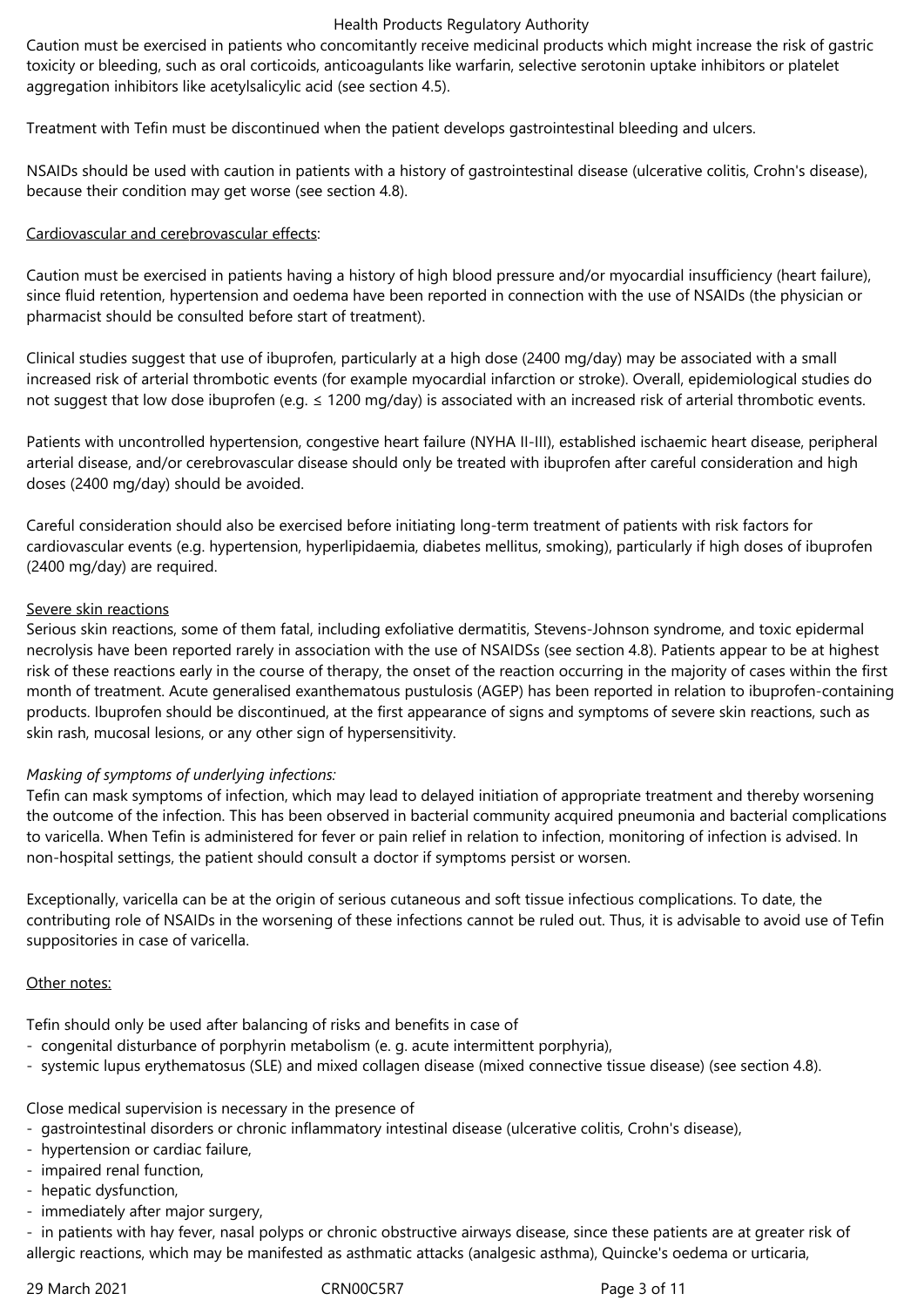Caution must be exercised in patients who concomitantly receive medicinal products which might increase the risk of gastric toxicity or bleeding, such as oral corticoids, anticoagulants like warfarin, selective serotonin uptake inhibitors or platelet aggregation inhibitors like acetylsalicylic acid (see section 4.5).

Treatment with Tefin must be discontinued when the patient develops gastrointestinal bleeding and ulcers.

NSAIDs should be used with caution in patients with a history of gastrointestinal disease (ulcerative colitis, Crohn's disease), because their condition may get worse (see section 4.8).

Cardiovascular and cerebrovascular effects:

Caution must be exercised in patients having a history of high blood pressure and/or myocardial insufficiency (heart failure), since fluid retention, hypertension and oedema have been reported in connection with the use of NSAIDs (the physician or pharmacist should be consulted before start of treatment).

Clinical studies suggest that use of ibuprofen, particularly at a high dose (2400 mg/day) may be associated with a small increased risk of arterial thrombotic events (for example myocardial infarction or stroke). Overall, epidemiological studies do not suggest that low dose ibuprofen (e.g. ≤ 1200 mg/day) is associated with an increased risk of arterial thrombotic events.

Patients with uncontrolled hypertension, congestive heart failure (NYHA II-III), established ischaemic heart disease, peripheral arterial disease, and/or cerebrovascular disease should only be treated with ibuprofen after careful consideration and high doses (2400 mg/day) should be avoided.

Careful consideration should also be exercised before initiating long-term treatment of patients with risk factors for cardiovascular events (e.g. hypertension, hyperlipidaemia, diabetes mellitus, smoking), particularly if high doses of ibuprofen (2400 mg/day) are required.

Severe skin reactions

Serious skin reactions, some of them fatal, including exfoliative dermatitis, Stevens-Johnson syndrome, and toxic epidermal necrolysis have been reported rarely in association with the use of NSAIDSs (see section 4.8). Patients appear to be at highest risk of these reactions early in the course of therapy, the onset of the reaction occurring in the majority of cases within the first month of treatment. Acute generalised exanthematous pustulosis (AGEP) has been reported in relation to ibuprofen-containing products. Ibuprofen should be discontinued, at the first appearance of signs and symptoms of severe skin reactions, such as skin rash, mucosal lesions, or any other sign of hypersensitivity.

*Masking of symptoms of underlying infections:*

Tefin can mask symptoms of infection, which may lead to delayed initiation of appropriate treatment and thereby worsening the outcome of the infection. This has been observed in bacterial community acquired pneumonia and bacterial complications to varicella. When Tefin is administered for fever or pain relief in relation to infection, monitoring of infection is advised. In non-hospital settings, the patient should consult a doctor if symptoms persist or worsen.

Exceptionally, varicella can be at the origin of serious cutaneous and soft tissue infectious complications. To date, the contributing role of NSAIDs in the worsening of these infections cannot be ruled out. Thus, it is advisable to avoid use of Tefin suppositories in case of varicella.

Other notes:

Tefin should only be used after balancing of risks and benefits in case of
- congenital disturbance of porphyrin metabolism (e. g. acute intermittent porphyria),
- systemic lupus erythematosus (SLE) and mixed collagen disease (mixed connective tissue disease) (see section 4.8).

Close medical supervision is necessary in the presence of
- gastrointestinal disorders or chronic inflammatory intestinal disease (ulcerative colitis, Crohn's disease),
- hypertension or cardiac failure,
- impaired renal function,
- hepatic dysfunction,
- immediately after major surgery,
- in patients with hay fever, nasal polyps or chronic obstructive airways disease, since these patients are at greater risk of allergic reactions, which may be manifested as asthmatic attacks (analgesic asthma), Quincke's oedema or urticaria,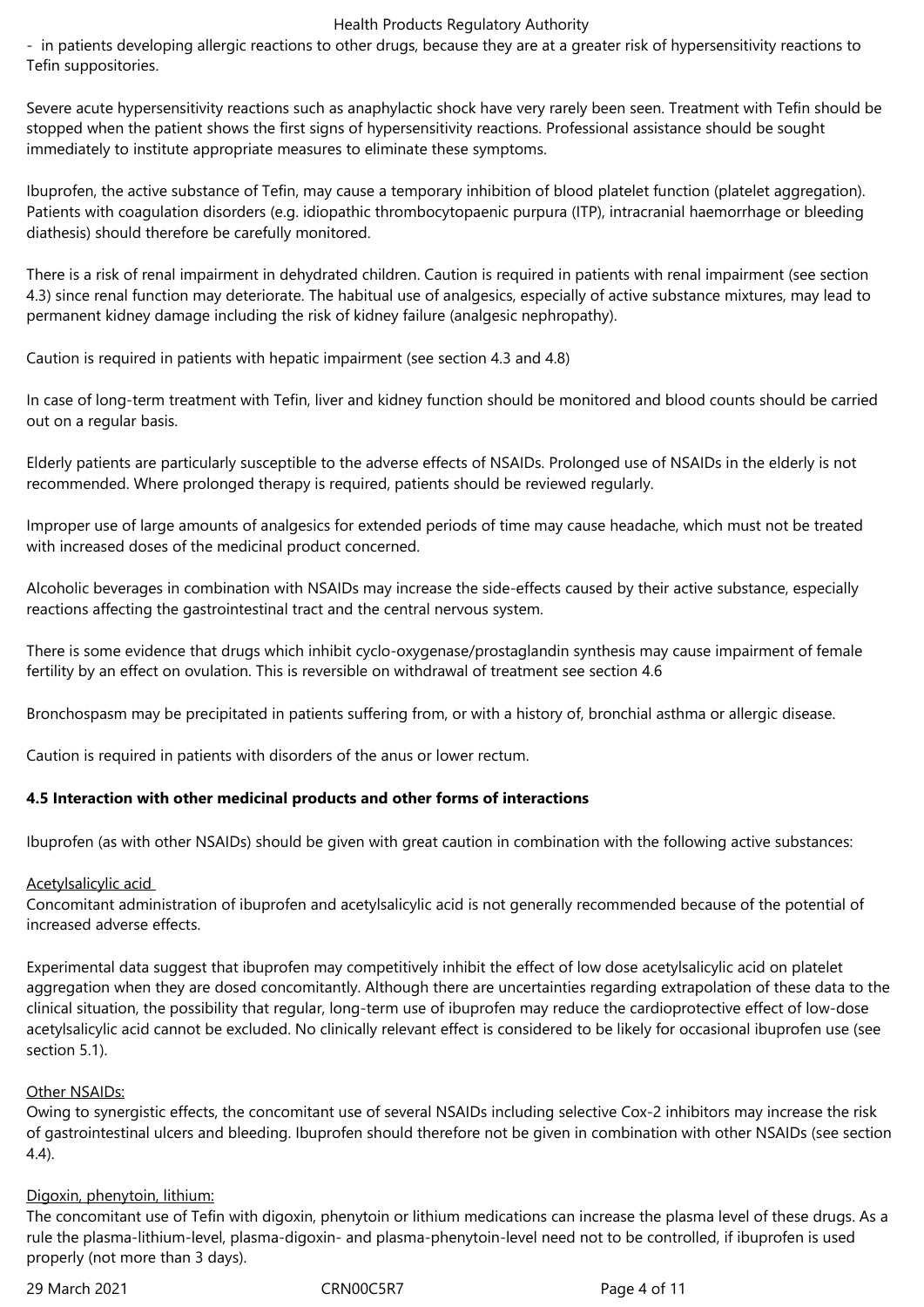- in patients developing allergic reactions to other drugs, because they are at a greater risk of hypersensitivity reactions to Tefin suppositories.

Severe acute hypersensitivity reactions such as anaphylactic shock have very rarely been seen. Treatment with Tefin should be stopped when the patient shows the first signs of hypersensitivity reactions. Professional assistance should be sought immediately to institute appropriate measures to eliminate these symptoms.

Ibuprofen, the active substance of Tefin, may cause a temporary inhibition of blood platelet function (platelet aggregation). Patients with coagulation disorders (e.g. idiopathic thrombocytopaenic purpura (ITP), intracranial haemorrhage or bleeding diathesis) should therefore be carefully monitored.

There is a risk of renal impairment in dehydrated children. Caution is required in patients with renal impairment (see section 4.3) since renal function may deteriorate. The habitual use of analgesics, especially of active substance mixtures, may lead to permanent kidney damage including the risk of kidney failure (analgesic nephropathy).

Caution is required in patients with hepatic impairment (see section 4.3 and 4.8)

In case of long-term treatment with Tefin, liver and kidney function should be monitored and blood counts should be carried out on a regular basis.

Elderly patients are particularly susceptible to the adverse effects of NSAIDs. Prolonged use of NSAIDs in the elderly is not recommended. Where prolonged therapy is required, patients should be reviewed regularly.

Improper use of large amounts of analgesics for extended periods of time may cause headache, which must not be treated with increased doses of the medicinal product concerned.

Alcoholic beverages in combination with NSAIDs may increase the side-effects caused by their active substance, especially reactions affecting the gastrointestinal tract and the central nervous system.

There is some evidence that drugs which inhibit cyclo-oxygenase/prostaglandin synthesis may cause impairment of female fertility by an effect on ovulation. This is reversible on withdrawal of treatment see section 4.6

Bronchospasm may be precipitated in patients suffering from, or with a history of, bronchial asthma or allergic disease.

Caution is required in patients with disorders of the anus or lower rectum.

**4.5 Interaction with other medicinal products and other forms of interactions**

Ibuprofen (as with other NSAIDs) should be given with great caution in combination with the following active substances:

Acetylsalicylic acid

Concomitant administration of ibuprofen and acetylsalicylic acid is not generally recommended because of the potential of increased adverse effects.

Experimental data suggest that ibuprofen may competitively inhibit the effect of low dose acetylsalicylic acid on platelet aggregation when they are dosed concomitantly. Although there are uncertainties regarding extrapolation of these data to the clinical situation, the possibility that regular, long-term use of ibuprofen may reduce the cardioprotective effect of low-dose acetylsalicylic acid cannot be excluded. No clinically relevant effect is considered to be likely for occasional ibuprofen use (see section 5.1).

Other NSAIDs:

Owing to synergistic effects, the concomitant use of several NSAIDs including selective Cox-2 inhibitors may increase the risk of gastrointestinal ulcers and bleeding. Ibuprofen should therefore not be given in combination with other NSAIDs (see section 4.4).

Digoxin, phenytoin, lithium:

The concomitant use of Tefin with digoxin, phenytoin or lithium medications can increase the plasma level of these drugs. As a rule the plasma-lithium-level, plasma-digoxin- and plasma-phenytoin-level need not to be controlled, if ibuprofen is used properly (not more than 3 days).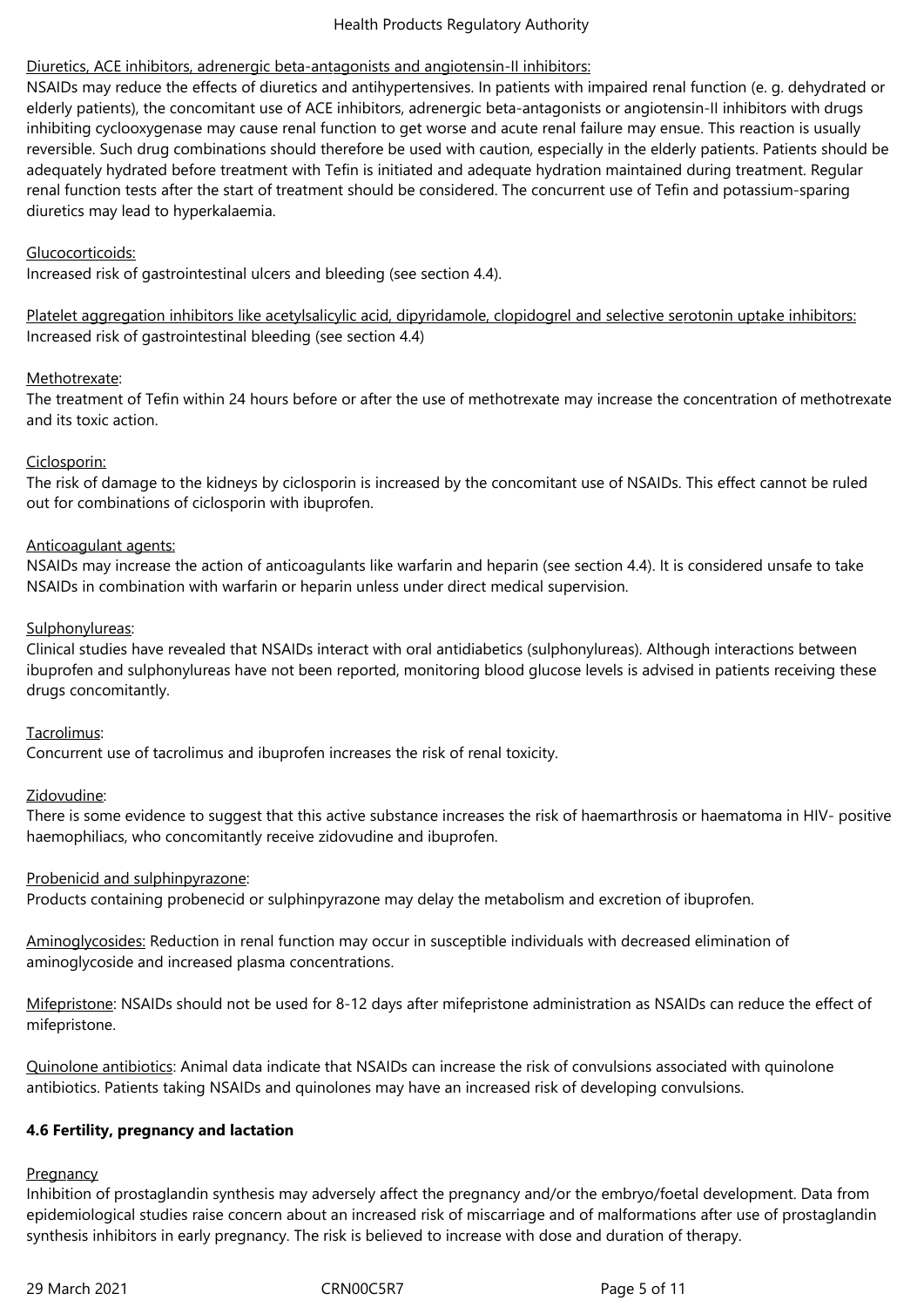Diuretics, ACE inhibitors, adrenergic beta-antagonists and angiotensin-II inhibitors:
NSAIDs may reduce the effects of diuretics and antihypertensives. In patients with impaired renal function (e. g. dehydrated or elderly patients), the concomitant use of ACE inhibitors, adrenergic beta-antagonists or angiotensin-II inhibitors with drugs inhibiting cyclooxygenase may cause renal function to get worse and acute renal failure may ensue. This reaction is usually reversible. Such drug combinations should therefore be used with caution, especially in the elderly patients. Patients should be adequately hydrated before treatment with Tefin is initiated and adequate hydration maintained during treatment. Regular renal function tests after the start of treatment should be considered. The concurrent use of Tefin and potassium-sparing diuretics may lead to hyperkalaemia.

Glucocorticoids:
Increased risk of gastrointestinal ulcers and bleeding (see section 4.4).

Platelet aggregation inhibitors like acetylsalicylic acid, dipyridamole, clopidogrel and selective serotonin uptake inhibitors:
Increased risk of gastrointestinal bleeding (see section 4.4)

Methotrexate:
The treatment of Tefin within 24 hours before or after the use of methotrexate may increase the concentration of methotrexate and its toxic action.

Ciclosporin:
The risk of damage to the kidneys by ciclosporin is increased by the concomitant use of NSAIDs. This effect cannot be ruled out for combinations of ciclosporin with ibuprofen.

Anticoagulant agents:
NSAIDs may increase the action of anticoagulants like warfarin and heparin (see section 4.4). It is considered unsafe to take NSAIDs in combination with warfarin or heparin unless under direct medical supervision.

Sulphonylureas:
Clinical studies have revealed that NSAIDs interact with oral antidiabetics (sulphonylureas). Although interactions between ibuprofen and sulphonylureas have not been reported, monitoring blood glucose levels is advised in patients receiving these drugs concomitantly.

Tacrolimus:
Concurrent use of tacrolimus and ibuprofen increases the risk of renal toxicity.

Zidovudine:
There is some evidence to suggest that this active substance increases the risk of haemarthrosis or haematoma in HIV- positive haemophiliacs, who concomitantly receive zidovudine and ibuprofen.

Probenicid and sulphinpyrazone:
Products containing probenecid or sulphinpyrazone may delay the metabolism and excretion of ibuprofen.

Aminoglycosides: Reduction in renal function may occur in susceptible individuals with decreased elimination of aminoglycoside and increased plasma concentrations.

Mifepristone: NSAIDs should not be used for 8-12 days after mifepristone administration as NSAIDs can reduce the effect of mifepristone.

Quinolone antibiotics: Animal data indicate that NSAIDs can increase the risk of convulsions associated with quinolone antibiotics. Patients taking NSAIDs and quinolones may have an increased risk of developing convulsions.

**4.6 Fertility, pregnancy and lactation**

Pregnancy
Inhibition of prostaglandin synthesis may adversely affect the pregnancy and/or the embryo/foetal development. Data from epidemiological studies raise concern about an increased risk of miscarriage and of malformations after use of prostaglandin synthesis inhibitors in early pregnancy. The risk is believed to increase with dose and duration of therapy.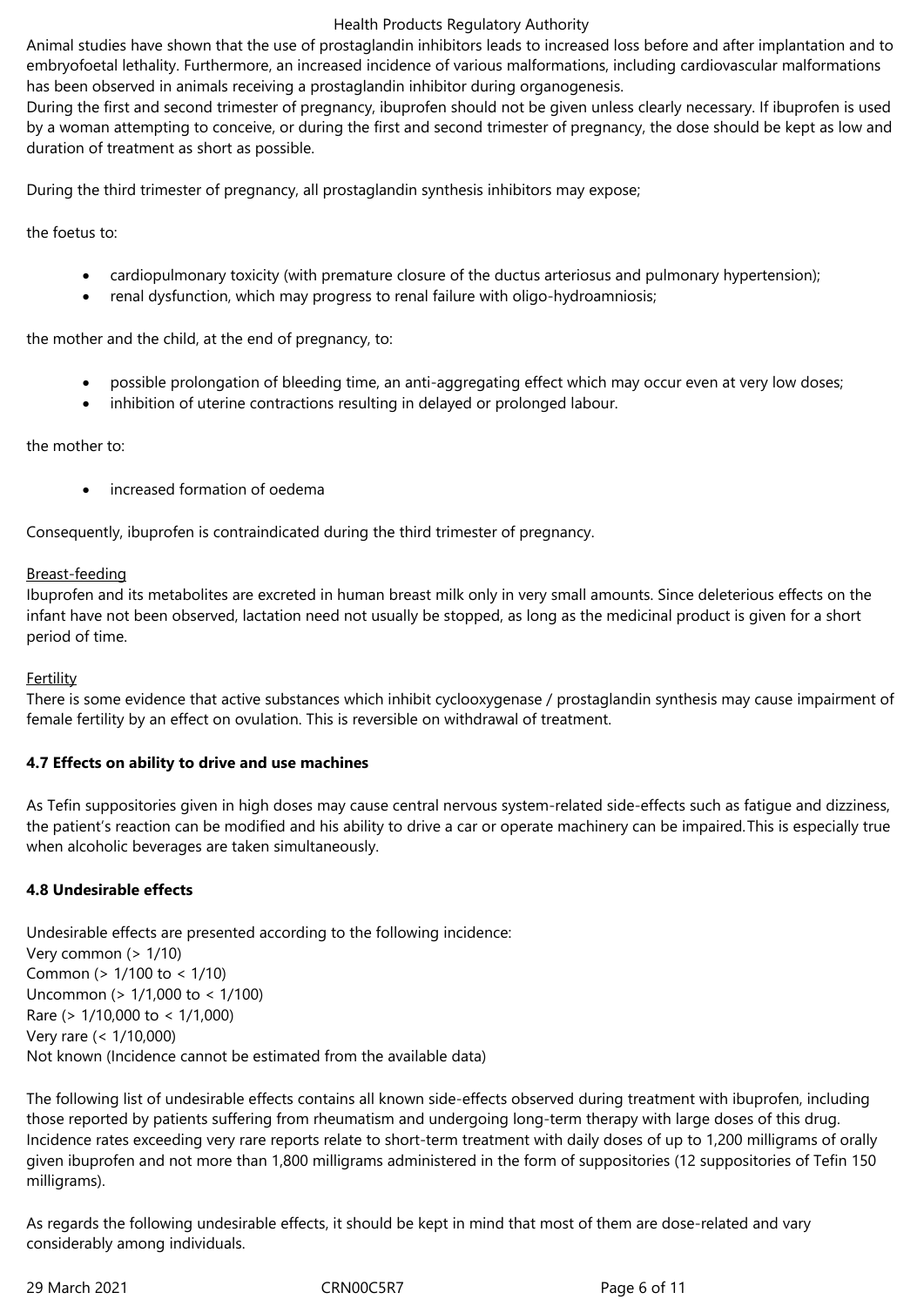Animal studies have shown that the use of prostaglandin inhibitors leads to increased loss before and after implantation and to embryofoetal lethality. Furthermore, an increased incidence of various malformations, including cardiovascular malformations has been observed in animals receiving a prostaglandin inhibitor during organogenesis.
During the first and second trimester of pregnancy, ibuprofen should not be given unless clearly necessary. If ibuprofen is used by a woman attempting to conceive, or during the first and second trimester of pregnancy, the dose should be kept as low and duration of treatment as short as possible.

During the third trimester of pregnancy, all prostaglandin synthesis inhibitors may expose;

the foetus to:

- cardiopulmonary toxicity (with premature closure of the ductus arteriosus and pulmonary hypertension);
- renal dysfunction, which may progress to renal failure with oligo-hydroamniosis;

the mother and the child, at the end of pregnancy, to:

- possible prolongation of bleeding time, an anti-aggregating effect which may occur even at very low doses;
- inhibition of uterine contractions resulting in delayed or prolonged labour.

the mother to:

- increased formation of oedema

Consequently, ibuprofen is contraindicated during the third trimester of pregnancy.

Breast-feeding
Ibuprofen and its metabolites are excreted in human breast milk only in very small amounts. Since deleterious effects on the infant have not been observed, lactation need not usually be stopped, as long as the medicinal product is given for a short period of time.

Fertility
There is some evidence that active substances which inhibit cyclooxygenase / prostaglandin synthesis may cause impairment of female fertility by an effect on ovulation. This is reversible on withdrawal of treatment.

### 4.7 Effects on ability to drive and use machines

As Tefin suppositories given in high doses may cause central nervous system-related side-effects such as fatigue and dizziness, the patient's reaction can be modified and his ability to drive a car or operate machinery can be impaired.This is especially true when alcoholic beverages are taken simultaneously.

### 4.8 Undesirable effects

Undesirable effects are presented according to the following incidence:
Very common (> 1/10)
Common (> 1/100 to < 1/10)
Uncommon (> 1/1,000 to < 1/100)
Rare (> 1/10,000 to < 1/1,000)
Very rare (< 1/10,000)
Not known (Incidence cannot be estimated from the available data)

The following list of undesirable effects contains all known side-effects observed during treatment with ibuprofen, including those reported by patients suffering from rheumatism and undergoing long-term therapy with large doses of this drug. Incidence rates exceeding very rare reports relate to short-term treatment with daily doses of up to 1,200 milligrams of orally given ibuprofen and not more than 1,800 milligrams administered in the form of suppositories (12 suppositories of Tefin 150 milligrams).

As regards the following undesirable effects, it should be kept in mind that most of them are dose-related and vary considerably among individuals.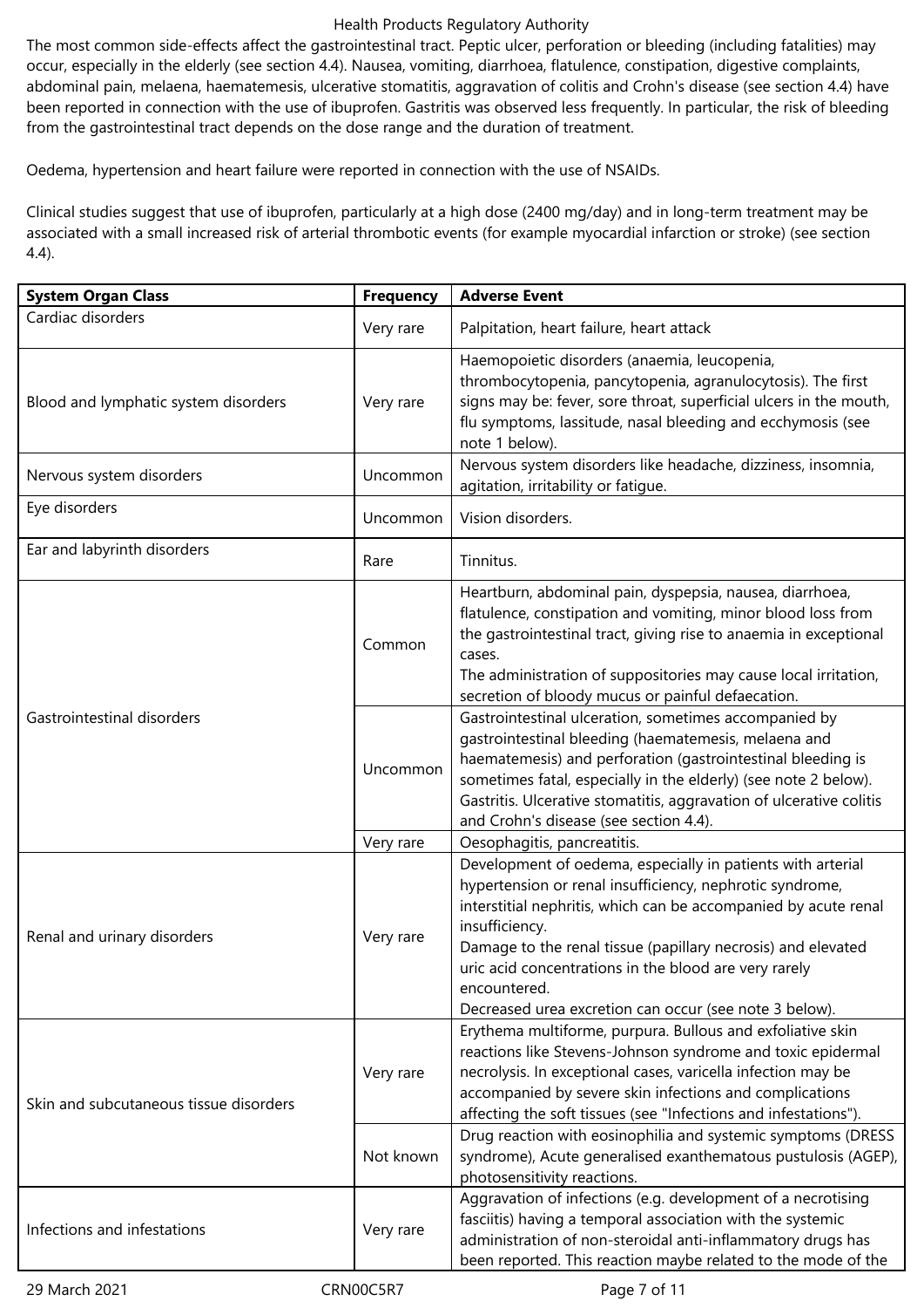The most common side-effects affect the gastrointestinal tract. Peptic ulcer, perforation or bleeding (including fatalities) may occur, especially in the elderly (see section 4.4). Nausea, vomiting, diarrhoea, flatulence, constipation, digestive complaints, abdominal pain, melaena, haematemesis, ulcerative stomatitis, aggravation of colitis and Crohn's disease (see section 4.4) have been reported in connection with the use of ibuprofen. Gastritis was observed less frequently. In particular, the risk of bleeding from the gastrointestinal tract depends on the dose range and the duration of treatment.

Oedema, hypertension and heart failure were reported in connection with the use of NSAIDs.

Clinical studies suggest that use of ibuprofen, particularly at a high dose (2400 mg/day) and in long-term treatment may be associated with a small increased risk of arterial thrombotic events (for example myocardial infarction or stroke) (see section 4.4).

| System Organ Class | Frequency | Adverse Event |
|---|---|---|
| Cardiac disorders | Very rare | Palpitation, heart failure, heart attack |
| Blood and lymphatic system disorders | Very rare | Haemopoietic disorders (anaemia, leucopenia, thrombocytopenia, pancytopenia, agranulocytosis). The first signs may be: fever, sore throat, superficial ulcers in the mouth, flu symptoms, lassitude, nasal bleeding and ecchymosis (see note 1 below). |
| Nervous system disorders | Uncommon | Nervous system disorders like headache, dizziness, insomnia, agitation, irritability or fatigue. |
| Eye disorders | Uncommon | Vision disorders. |
| Ear and labyrinth disorders | Rare | Tinnitus. |
| Gastrointestinal disorders | Common | Heartburn, abdominal pain, dyspepsia, nausea, diarrhoea, flatulence, constipation and vomiting, minor blood loss from the gastrointestinal tract, giving rise to anaemia in exceptional cases.<br>The administration of suppositories may cause local irritation, secretion of bloody mucus or painful defaecation. |
| | Uncommon | Gastrointestinal ulceration, sometimes accompanied by gastrointestinal bleeding (haematemesis, melaena and haematemesis) and perforation (gastrointestinal bleeding is sometimes fatal, especially in the elderly) (see note 2 below). Gastritis. Ulcerative stomatitis, aggravation of ulcerative colitis and Crohn's disease (see section 4.4). |
| | Very rare | Oesophagitis, pancreatitis. |
| Renal and urinary disorders | Very rare | Development of oedema, especially in patients with arterial hypertension or renal insufficiency, nephrotic syndrome, interstitial nephritis, which can be accompanied by acute renal insufficiency.<br>Damage to the renal tissue (papillary necrosis) and elevated uric acid concentrations in the blood are very rarely encountered.<br>Decreased urea excretion can occur (see note 3 below). |
| Skin and subcutaneous tissue disorders | Very rare | Erythema multiforme, purpura. Bullous and exfoliative skin reactions like Stevens-Johnson syndrome and toxic epidermal necrolysis. In exceptional cases, varicella infection may be accompanied by severe skin infections and complications affecting the soft tissues (see "Infections and infestations"). |
| | Not known | Drug reaction with eosinophilia and systemic symptoms (DRESS syndrome), Acute generalised exanthematous pustulosis (AGEP), photosensitivity reactions. |
| Infections and infestations | Very rare | Aggravation of infections (e.g. development of a necrotising fasciitis) having a temporal association with the systemic administration of non-steroidal anti-inflammatory drugs has been reported. This reaction maybe related to the mode of the |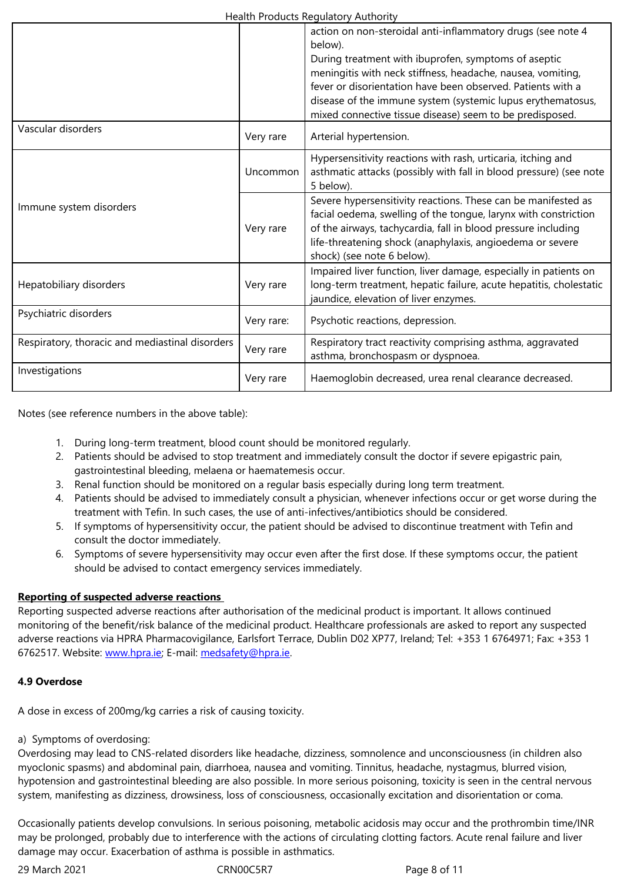| | | |
|---|---|---|
| | | action on non-steroidal anti-inflammatory drugs (see note 4 below).<br>During treatment with ibuprofen, symptoms of aseptic meningitis with neck stiffness, headache, nausea, vomiting, fever or disorientation have been observed. Patients with a disease of the immune system (systemic lupus erythematosus, mixed connective tissue disease) seem to be predisposed. |
| Vascular disorders | Very rare | Arterial hypertension. |
| Immune system disorders | Uncommon | Hypersensitivity reactions with rash, urticaria, itching and asthmatic attacks (possibly with fall in blood pressure) (see note 5 below). |
| | Very rare | Severe hypersensitivity reactions. These can be manifested as facial oedema, swelling of the tongue, larynx with constriction of the airways, tachycardia, fall in blood pressure including life-threatening shock (anaphylaxis, angioedema or severe shock) (see note 6 below). |
| Hepatobiliary disorders | Very rare | Impaired liver function, liver damage, especially in patients on long-term treatment, hepatic failure, acute hepatitis, cholestatic jaundice, elevation of liver enzymes. |
| Psychiatric disorders | Very rare: | Psychotic reactions, depression. |
| Respiratory, thoracic and mediastinal disorders | Very rare | Respiratory tract reactivity comprising asthma, aggravated asthma, bronchospasm or dyspnoea. |
| Investigations | Very rare | Haemoglobin decreased, urea renal clearance decreased. |

Notes (see reference numbers in the above table):

1. During long-term treatment, blood count should be monitored regularly.
2. Patients should be advised to stop treatment and immediately consult the doctor if severe epigastric pain, gastrointestinal bleeding, melaena or haematemesis occur.
3. Renal function should be monitored on a regular basis especially during long term treatment.
4. Patients should be advised to immediately consult a physician, whenever infections occur or get worse during the treatment with Tefin. In such cases, the use of anti-infectives/antibiotics should be considered.
5. If symptoms of hypersensitivity occur, the patient should be advised to discontinue treatment with Tefin and consult the doctor immediately.
6. Symptoms of severe hypersensitivity may occur even after the first dose. If these symptoms occur, the patient should be advised to contact emergency services immediately.

**Reporting of suspected adverse reactions**

Reporting suspected adverse reactions after authorisation of the medicinal product is important. It allows continued monitoring of the benefit/risk balance of the medicinal product. Healthcare professionals are asked to report any suspected adverse reactions via HPRA Pharmacovigilance, Earlsfort Terrace, Dublin D02 XP77, Ireland; Tel: +353 1 6764971; Fax: +353 1 6762517. Website: www.hpra.ie; E-mail: medsafety@hpra.ie.

### 4.9 Overdose

A dose in excess of 200mg/kg carries a risk of causing toxicity.

a) Symptoms of overdosing:

Overdosing may lead to CNS-related disorders like headache, dizziness, somnolence and unconsciousness (in children also myoclonic spasms) and abdominal pain, diarrhoea, nausea and vomiting. Tinnitus, headache, nystagmus, blurred vision, hypotension and gastrointestinal bleeding are also possible. In more serious poisoning, toxicity is seen in the central nervous system, manifesting as dizziness, drowsiness, loss of consciousness, occasionally excitation and disorientation or coma.

Occasionally patients develop convulsions. In serious poisoning, metabolic acidosis may occur and the prothrombin time/INR may be prolonged, probably due to interference with the actions of circulating clotting factors. Acute renal failure and liver damage may occur. Exacerbation of asthma is possible in asthmatics.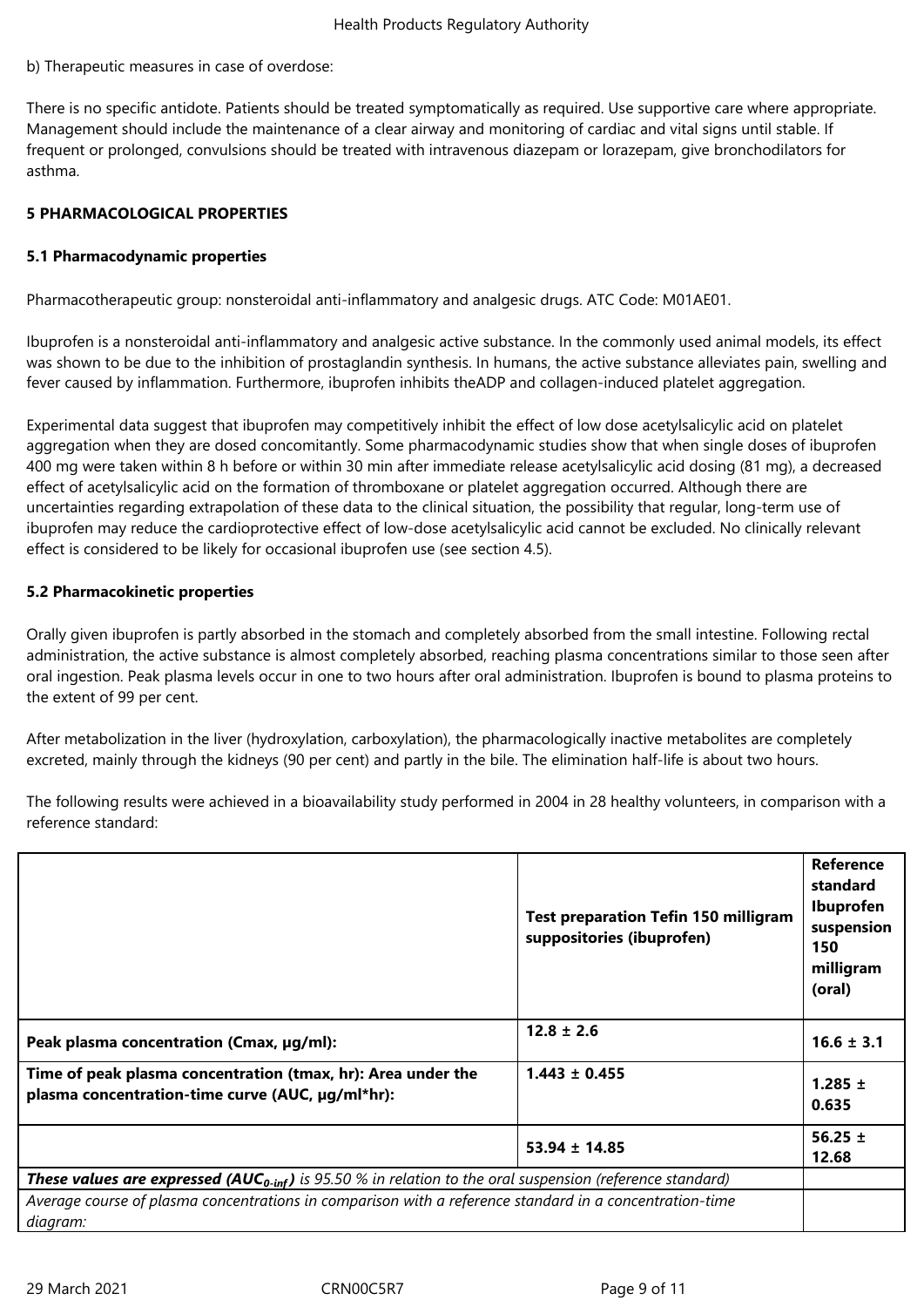b) Therapeutic measures in case of overdose:

There is no specific antidote. Patients should be treated symptomatically as required. Use supportive care where appropriate. Management should include the maintenance of a clear airway and monitoring of cardiac and vital signs until stable. If frequent or prolonged, convulsions should be treated with intravenous diazepam or lorazepam, give bronchodilators for asthma.

## 5 PHARMACOLOGICAL PROPERTIES

### 5.1 Pharmacodynamic properties

Pharmacotherapeutic group: nonsteroidal anti-inflammatory and analgesic drugs. ATC Code: M01AE01.

Ibuprofen is a nonsteroidal anti-inflammatory and analgesic active substance. In the commonly used animal models, its effect was shown to be due to the inhibition of prostaglandin synthesis. In humans, the active substance alleviates pain, swelling and fever caused by inflammation. Furthermore, ibuprofen inhibits theADP and collagen-induced platelet aggregation.

Experimental data suggest that ibuprofen may competitively inhibit the effect of low dose acetylsalicylic acid on platelet aggregation when they are dosed concomitantly. Some pharmacodynamic studies show that when single doses of ibuprofen 400 mg were taken within 8 h before or within 30 min after immediate release acetylsalicylic acid dosing (81 mg), a decreased effect of acetylsalicylic acid on the formation of thromboxane or platelet aggregation occurred. Although there are uncertainties regarding extrapolation of these data to the clinical situation, the possibility that regular, long-term use of ibuprofen may reduce the cardioprotective effect of low-dose acetylsalicylic acid cannot be excluded. No clinically relevant effect is considered to be likely for occasional ibuprofen use (see section 4.5).

### 5.2 Pharmacokinetic properties

Orally given ibuprofen is partly absorbed in the stomach and completely absorbed from the small intestine. Following rectal administration, the active substance is almost completely absorbed, reaching plasma concentrations similar to those seen after oral ingestion. Peak plasma levels occur in one to two hours after oral administration. Ibuprofen is bound to plasma proteins to the extent of 99 per cent.

After metabolization in the liver (hydroxylation, carboxylation), the pharmacologically inactive metabolites are completely excreted, mainly through the kidneys (90 per cent) and partly in the bile. The elimination half-life is about two hours.

The following results were achieved in a bioavailability study performed in 2004 in 28 healthy volunteers, in comparison with a reference standard:

| | **Test preparation Tefin 150 milligram suppositories (ibuprofen)** | **Reference standard Ibuprofen suspension 150 milligram (oral)** |
|---|---|---|
| **Peak plasma concentration (Cmax, µg/ml):** | **12.8 ± 2.6** | **16.6 ± 3.1** |
| **Time of peak plasma concentration (tmax, hr): Area under the plasma concentration-time curve (AUC, µg/ml\*hr):** | **1.443 ± 0.455** | **1.285 ± 0.635** |
| | **53.94 ± 14.85** | **56.25 ± 12.68** |
| ***These values are expressed ($AUC_{0-inf}$)*** *is 95.50 % in relation to the oral suspension (reference standard)* | | |
| *Average course of plasma concentrations in comparison with a reference standard in a concentration-time diagram:* | | |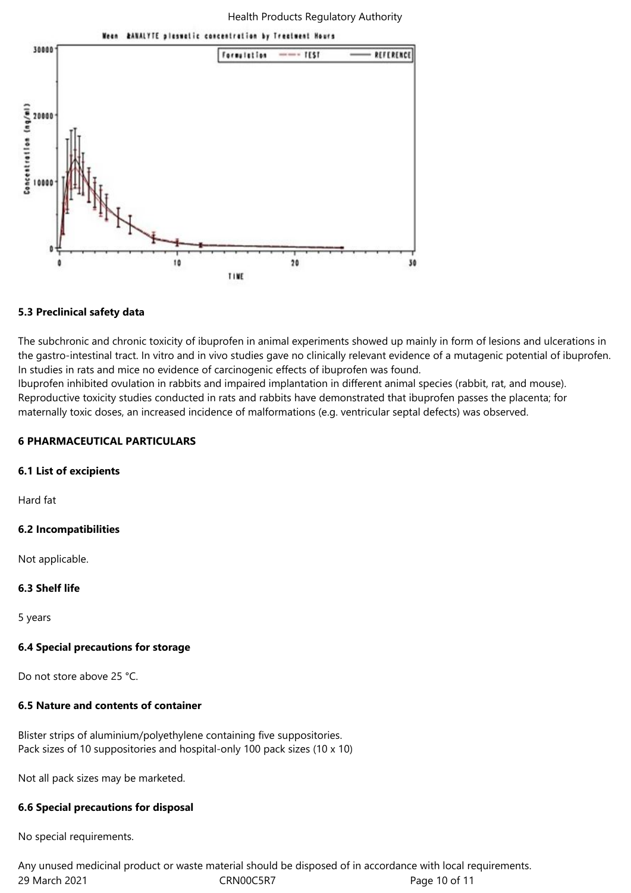Mean &ANALYTE plasmatic concentration by Treatment Hours

### 5.3 Preclinical safety data

The subchronic and chronic toxicity of ibuprofen in animal experiments showed up mainly in form of lesions and ulcerations in the gastro-intestinal tract. In vitro and in vivo studies gave no clinically relevant evidence of a mutagenic potential of ibuprofen. In studies in rats and mice no evidence of carcinogenic effects of ibuprofen was found.
Ibuprofen inhibited ovulation in rabbits and impaired implantation in different animal species (rabbit, rat, and mouse). Reproductive toxicity studies conducted in rats and rabbits have demonstrated that ibuprofen passes the placenta; for maternally toxic doses, an increased incidence of malformations (e.g. ventricular septal defects) was observed.

## 6 PHARMACEUTICAL PARTICULARS

### 6.1 List of excipients

Hard fat

### 6.2 Incompatibilities

Not applicable.

### 6.3 Shelf life

5 years

### 6.4 Special precautions for storage

Do not store above 25 °C.

### 6.5 Nature and contents of container

Blister strips of aluminium/polyethylene containing five suppositories.
Pack sizes of 10 suppositories and hospital-only 100 pack sizes (10 x 10)

Not all pack sizes may be marketed.

### 6.6 Special precautions for disposal

No special requirements.

Any unused medicinal product or waste material should be disposed of in accordance with local requirements.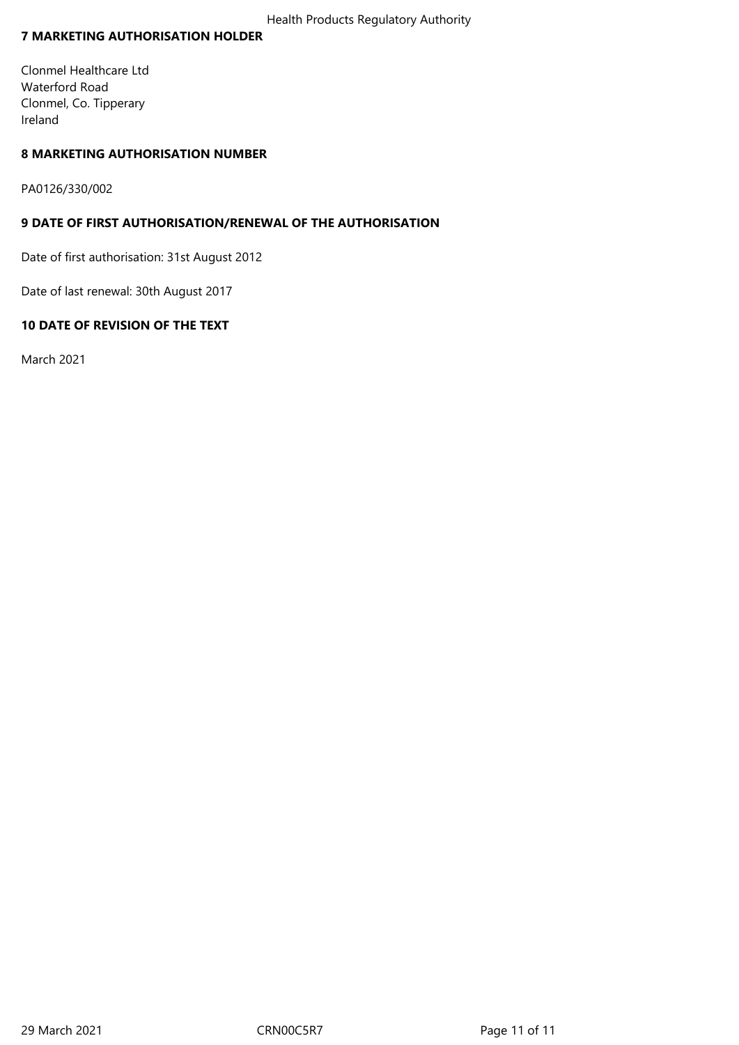## 7 MARKETING AUTHORISATION HOLDER

Clonmel Healthcare Ltd
Waterford Road
Clonmel, Co. Tipperary
Ireland

## 8 MARKETING AUTHORISATION NUMBER

PA0126/330/002

## 9 DATE OF FIRST AUTHORISATION/RENEWAL OF THE AUTHORISATION

Date of first authorisation: 31st August 2012

Date of last renewal: 30th August 2017

## 10 DATE OF REVISION OF THE TEXT

March 2021